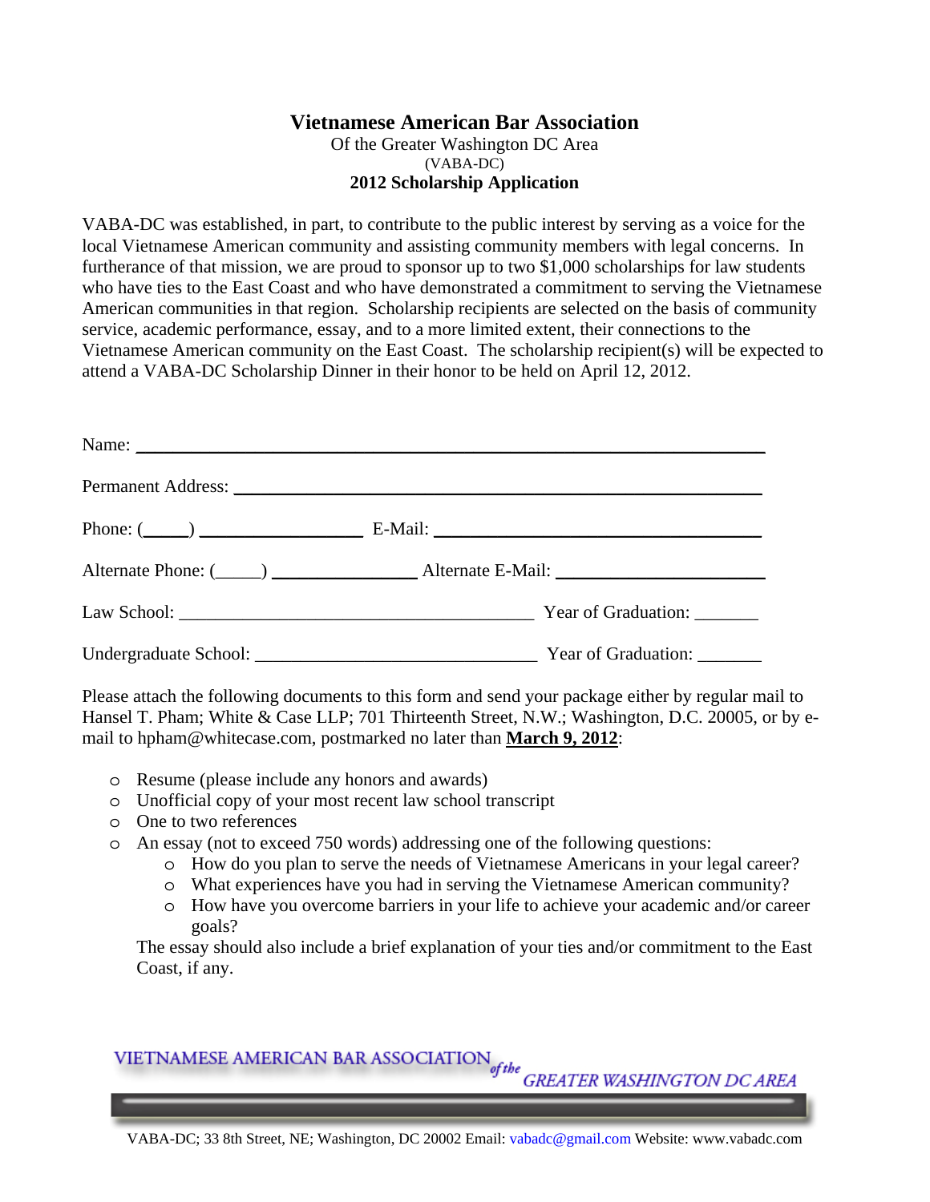# Vietnamese American Bar Association

Of the Greater Washington DC Area

(VABA-DC)

**2012 Scholarship Application**

VABA-DC was established, in part, to contribute to the public interest by serving as a voice for the local Vietnamese American community and assisting community members with legal concerns. In furtherance of that mission, we are proud to sponsor up to two $1,000 scholarships for law students who have ties to the East Coast and who have demonstrated a commitment to serving the Vietnamese American communities in that region. Scholarship recipients are selected on the basis of community service, academic performance, essay, and to a more limited extent, their connections to the Vietnamese American community on the East Coast. The scholarship recipient(s) will be expected to attend a VABA-DC Scholarship Dinner in their honor to be held on April 12, 2012.

Name: ______________________________________________

Permanent Address: ______________________________________

Phone: (_____) ________________ E-Mail: ______________________

Alternate Phone: (_____) ______________ Alternate E-Mail: ______________

Law School: _________________________________ Year of Graduation: _______

Undergraduate School: ___________________________ Year of Graduation: _______

Please attach the following documents to this form and send your package either by regular mail to Hansel T. Pham; White & Case LLP; 701 Thirteenth Street, N.W.; Washington, D.C. 20005, or by e-mail to hpham@whitecase.com, postmarked no later than **March 9, 2012**:

- Resume (please include any honors and awards)
- Unofficial copy of your most recent law school transcript
- One to two references
- An essay (not to exceed 750 words) addressing one of the following questions:
  - How do you plan to serve the needs of Vietnamese Americans in your legal career?
  - What experiences have you had in serving the Vietnamese American community?
  - How have you overcome barriers in your life to achieve your academic and/or career goals?

  The essay should also include a brief explanation of your ties and/or commitment to the East Coast, if any.

VIETNAMESE AMERICAN BAR ASSOCIATION *of the* GREATER WASHINGTON DC AREA

VABA-DC; 33 8th Street, NE; Washington, DC 20002 Email: vabadc@gmail.com Website: www.vabadc.com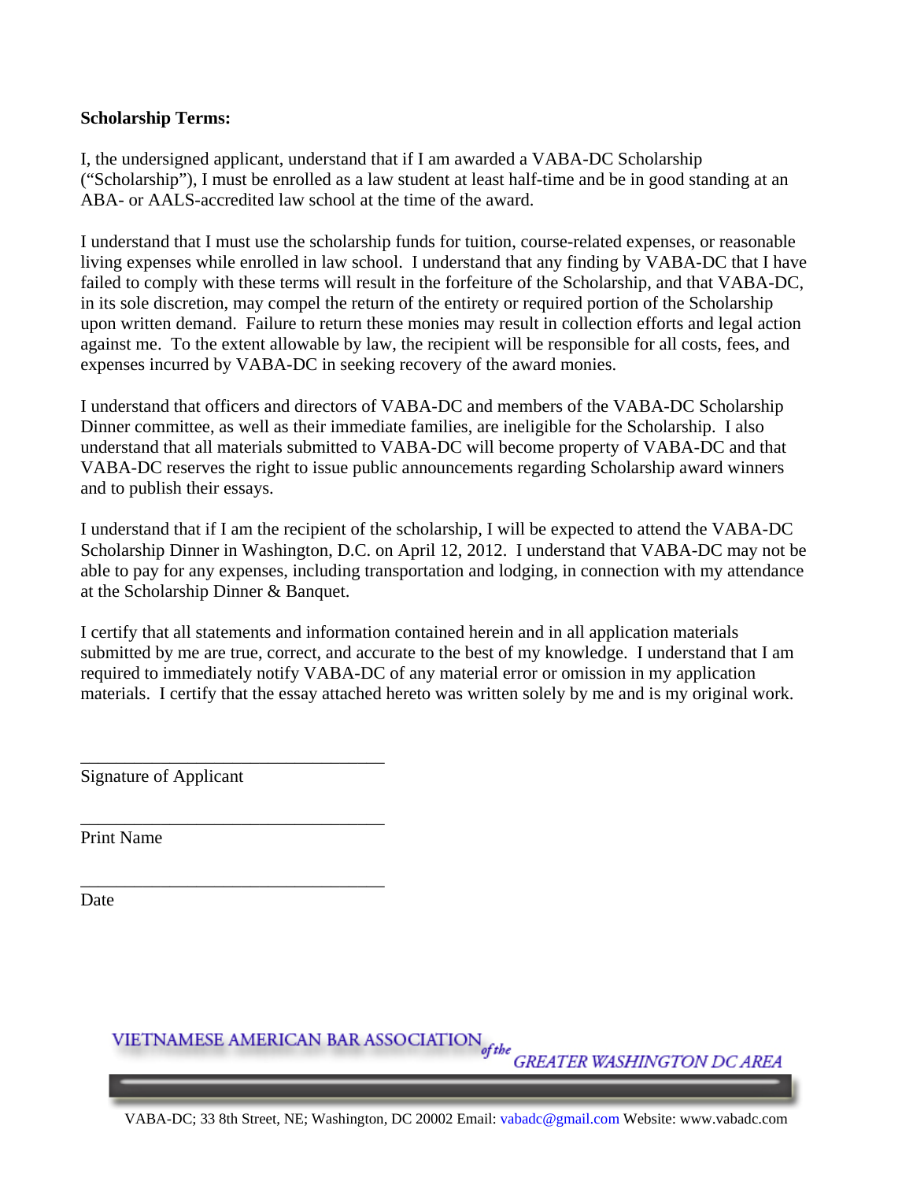**Scholarship Terms:**

I, the undersigned applicant, understand that if I am awarded a VABA-DC Scholarship ("Scholarship"), I must be enrolled as a law student at least half-time and be in good standing at an ABA- or AALS-accredited law school at the time of the award.

I understand that I must use the scholarship funds for tuition, course-related expenses, or reasonable living expenses while enrolled in law school. I understand that any finding by VABA-DC that I have failed to comply with these terms will result in the forfeiture of the Scholarship, and that VABA-DC, in its sole discretion, may compel the return of the entirety or required portion of the Scholarship upon written demand. Failure to return these monies may result in collection efforts and legal action against me. To the extent allowable by law, the recipient will be responsible for all costs, fees, and expenses incurred by VABA-DC in seeking recovery of the award monies.

I understand that officers and directors of VABA-DC and members of the VABA-DC Scholarship Dinner committee, as well as their immediate families, are ineligible for the Scholarship. I also understand that all materials submitted to VABA-DC will become property of VABA-DC and that VABA-DC reserves the right to issue public announcements regarding Scholarship award winners and to publish their essays.

I understand that if I am the recipient of the scholarship, I will be expected to attend the VABA-DC Scholarship Dinner in Washington, D.C. on April 12, 2012. I understand that VABA-DC may not be able to pay for any expenses, including transportation and lodging, in connection with my attendance at the Scholarship Dinner & Banquet.

I certify that all statements and information contained herein and in all application materials submitted by me are true, correct, and accurate to the best of my knowledge. I understand that I am required to immediately notify VABA-DC of any material error or omission in my application materials. I certify that the essay attached hereto was written solely by me and is my original work.

\_\_\_\_\_\_\_\_\_\_\_\_\_\_\_\_\_\_\_\_\_\_\_\_\_\_\_\_\_\_\_\_\_\_
Signature of Applicant

\_\_\_\_\_\_\_\_\_\_\_\_\_\_\_\_\_\_\_\_\_\_\_\_\_\_\_\_\_\_\_\_\_\_
Print Name

\_\_\_\_\_\_\_\_\_\_\_\_\_\_\_\_\_\_\_\_\_\_\_\_\_\_\_\_\_\_\_\_\_\_
Date

VIETNAMESE AMERICAN BAR ASSOCIATION *of the* GREATER WASHINGTON DC AREA

VABA-DC; 33 8th Street, NE; Washington, DC 20002 Email: vabadc@gmail.com Website: www.vabadc.com